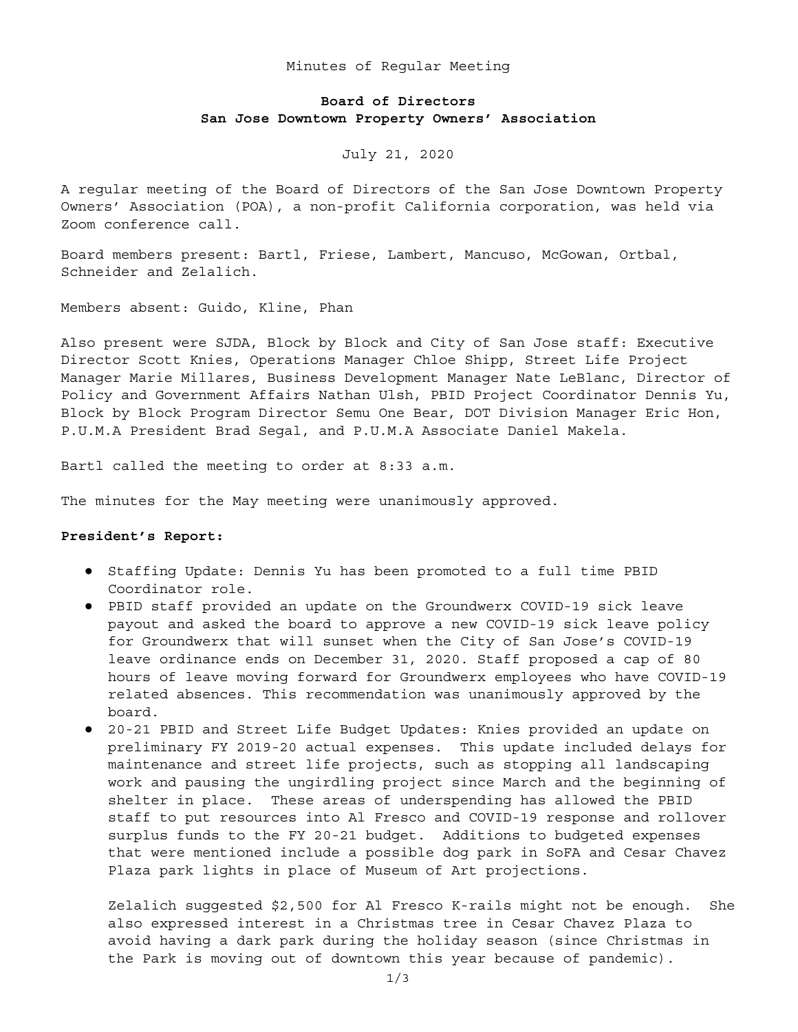Minutes of Regular Meeting

**Board of Directors**
**San Jose Downtown Property Owners' Association**

July 21, 2020

A regular meeting of the Board of Directors of the San Jose Downtown Property Owners' Association (POA), a non-profit California corporation, was held via Zoom conference call.

Board members present: Bartl, Friese, Lambert, Mancuso, McGowan, Ortbal, Schneider and Zelalich.

Members absent: Guido, Kline, Phan

Also present were SJDA, Block by Block and City of San Jose staff: Executive Director Scott Knies, Operations Manager Chloe Shipp, Street Life Project Manager Marie Millares, Business Development Manager Nate LeBlanc, Director of Policy and Government Affairs Nathan Ulsh, PBID Project Coordinator Dennis Yu, Block by Block Program Director Semu One Bear, DOT Division Manager Eric Hon, P.U.M.A President Brad Segal, and P.U.M.A Associate Daniel Makela.

Bartl called the meeting to order at 8:33 a.m.

The minutes for the May meeting were unanimously approved.

**President's Report:**

- Staffing Update: Dennis Yu has been promoted to a full time PBID Coordinator role.
- PBID staff provided an update on the Groundwerx COVID-19 sick leave payout and asked the board to approve a new COVID-19 sick leave policy for Groundwerx that will sunset when the City of San Jose's COVID-19 leave ordinance ends on December 31, 2020. Staff proposed a cap of 80 hours of leave moving forward for Groundwerx employees who have COVID-19 related absences. This recommendation was unanimously approved by the board.
- 20-21 PBID and Street Life Budget Updates: Knies provided an update on preliminary FY 2019-20 actual expenses. This update included delays for maintenance and street life projects, such as stopping all landscaping work and pausing the ungirdling project since March and the beginning of shelter in place. These areas of underspending has allowed the PBID staff to put resources into Al Fresco and COVID-19 response and rollover surplus funds to the FY 20-21 budget. Additions to budgeted expenses that were mentioned include a possible dog park in SoFA and Cesar Chavez Plaza park lights in place of Museum of Art projections.

  Zelalich suggested $2,500 for Al Fresco K-rails might not be enough. She also expressed interest in a Christmas tree in Cesar Chavez Plaza to avoid having a dark park during the holiday season (since Christmas in the Park is moving out of downtown this year because of pandemic).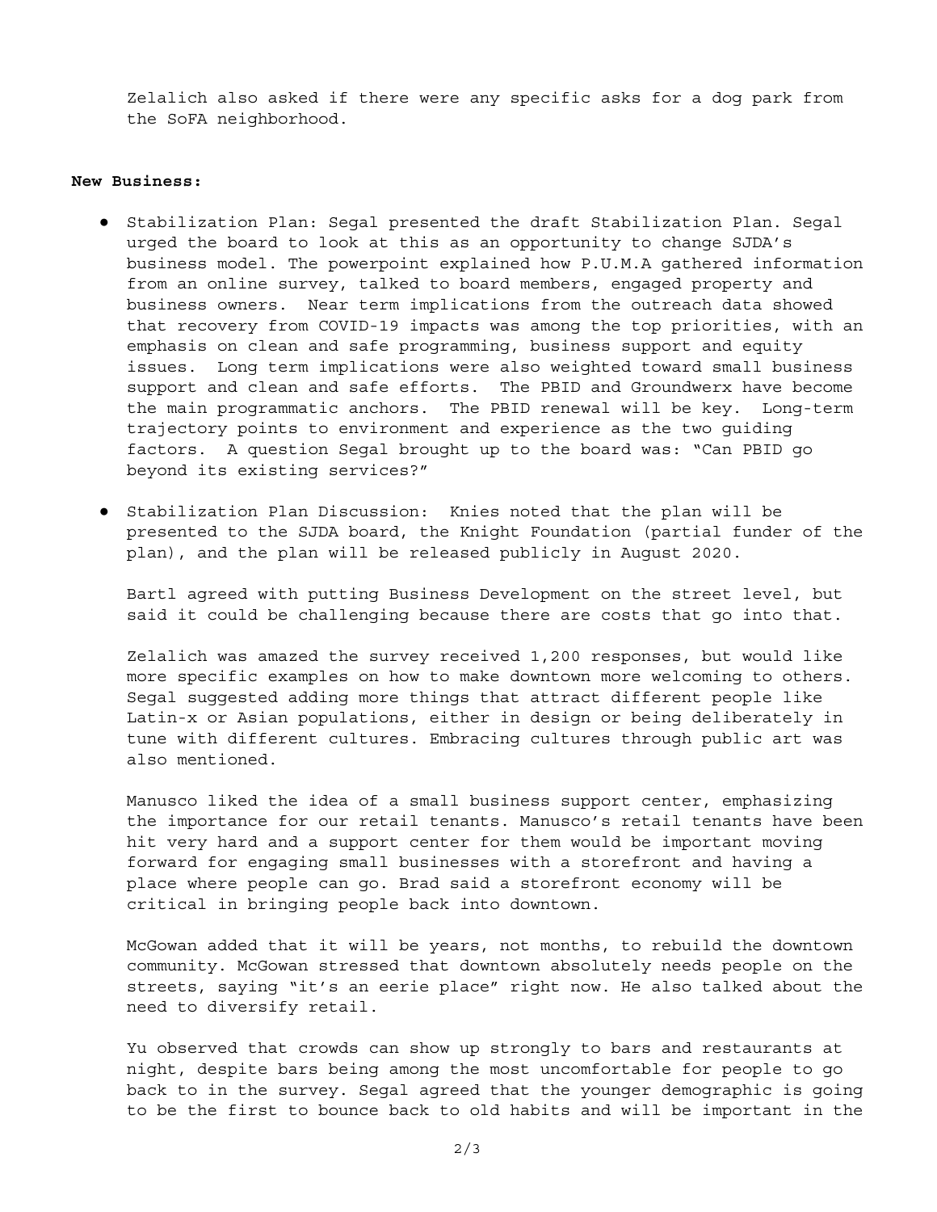Zelalich also asked if there were any specific asks for a dog park from the SoFA neighborhood.

**New Business:**

- Stabilization Plan: Segal presented the draft Stabilization Plan. Segal urged the board to look at this as an opportunity to change SJDA's business model. The powerpoint explained how P.U.M.A gathered information from an online survey, talked to board members, engaged property and business owners. Near term implications from the outreach data showed that recovery from COVID-19 impacts was among the top priorities, with an emphasis on clean and safe programming, business support and equity issues. Long term implications were also weighted toward small business support and clean and safe efforts. The PBID and Groundwerx have become the main programmatic anchors. The PBID renewal will be key. Long-term trajectory points to environment and experience as the two guiding factors. A question Segal brought up to the board was: "Can PBID go beyond its existing services?"

- Stabilization Plan Discussion: Knies noted that the plan will be presented to the SJDA board, the Knight Foundation (partial funder of the plan), and the plan will be released publicly in August 2020.

  Bartl agreed with putting Business Development on the street level, but said it could be challenging because there are costs that go into that.

  Zelalich was amazed the survey received 1,200 responses, but would like more specific examples on how to make downtown more welcoming to others. Segal suggested adding more things that attract different people like Latin-x or Asian populations, either in design or being deliberately in tune with different cultures. Embracing cultures through public art was also mentioned.

  Manusco liked the idea of a small business support center, emphasizing the importance for our retail tenants. Manusco's retail tenants have been hit very hard and a support center for them would be important moving forward for engaging small businesses with a storefront and having a place where people can go. Brad said a storefront economy will be critical in bringing people back into downtown.

  McGowan added that it will be years, not months, to rebuild the downtown community. McGowan stressed that downtown absolutely needs people on the streets, saying "it's an eerie place" right now. He also talked about the need to diversify retail.

  Yu observed that crowds can show up strongly to bars and restaurants at night, despite bars being among the most uncomfortable for people to go back to in the survey. Segal agreed that the younger demographic is going to be the first to bounce back to old habits and will be important in the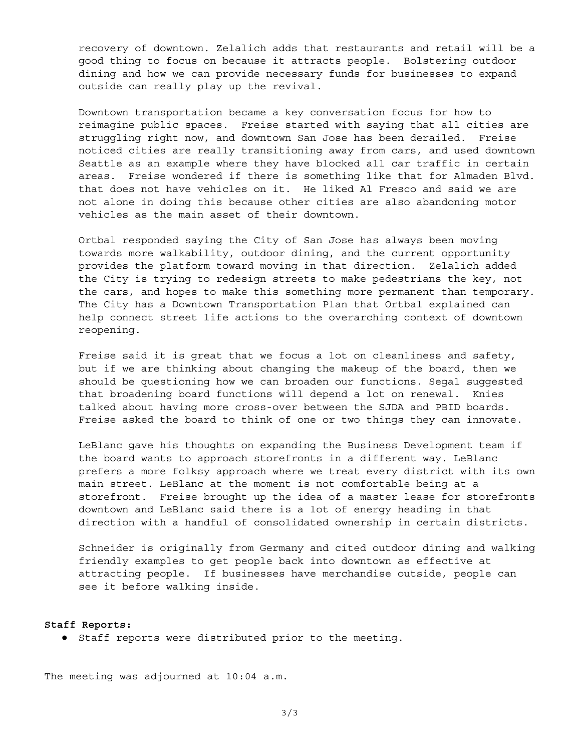recovery of downtown. Zelalich adds that restaurants and retail will be a good thing to focus on because it attracts people. Bolstering outdoor dining and how we can provide necessary funds for businesses to expand outside can really play up the revival.

Downtown transportation became a key conversation focus for how to reimagine public spaces. Freise started with saying that all cities are struggling right now, and downtown San Jose has been derailed. Freise noticed cities are really transitioning away from cars, and used downtown Seattle as an example where they have blocked all car traffic in certain areas. Freise wondered if there is something like that for Almaden Blvd. that does not have vehicles on it. He liked Al Fresco and said we are not alone in doing this because other cities are also abandoning motor vehicles as the main asset of their downtown.

Ortbal responded saying the City of San Jose has always been moving towards more walkability, outdoor dining, and the current opportunity provides the platform toward moving in that direction. Zelalich added the City is trying to redesign streets to make pedestrians the key, not the cars, and hopes to make this something more permanent than temporary. The City has a Downtown Transportation Plan that Ortbal explained can help connect street life actions to the overarching context of downtown reopening.

Freise said it is great that we focus a lot on cleanliness and safety, but if we are thinking about changing the makeup of the board, then we should be questioning how we can broaden our functions. Segal suggested that broadening board functions will depend a lot on renewal. Knies talked about having more cross-over between the SJDA and PBID boards. Freise asked the board to think of one or two things they can innovate.

LeBlanc gave his thoughts on expanding the Business Development team if the board wants to approach storefronts in a different way. LeBlanc prefers a more folksy approach where we treat every district with its own main street. LeBlanc at the moment is not comfortable being at a storefront. Freise brought up the idea of a master lease for storefronts downtown and LeBlanc said there is a lot of energy heading in that direction with a handful of consolidated ownership in certain districts.

Schneider is originally from Germany and cited outdoor dining and walking friendly examples to get people back into downtown as effective at attracting people. If businesses have merchandise outside, people can see it before walking inside.

**Staff Reports:**

- Staff reports were distributed prior to the meeting.

The meeting was adjourned at 10:04 a.m.